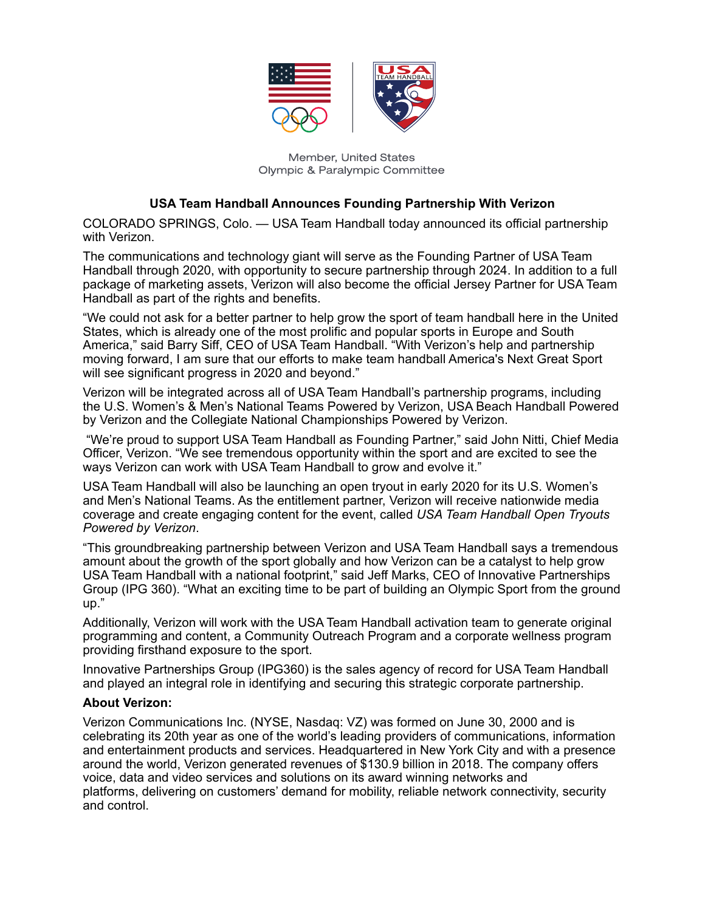Member, United States
Olympic & Paralympic Committee

## USA Team Handball Announces Founding Partnership With Verizon

COLORADO SPRINGS, Colo. — USA Team Handball today announced its official partnership with Verizon.

The communications and technology giant will serve as the Founding Partner of USA Team Handball through 2020, with opportunity to secure partnership through 2024. In addition to a full package of marketing assets, Verizon will also become the official Jersey Partner for USA Team Handball as part of the rights and benefits.

"We could not ask for a better partner to help grow the sport of team handball here in the United States, which is already one of the most prolific and popular sports in Europe and South America," said Barry Siff, CEO of USA Team Handball. "With Verizon's help and partnership moving forward, I am sure that our efforts to make team handball America's Next Great Sport will see significant progress in 2020 and beyond."

Verizon will be integrated across all of USA Team Handball's partnership programs, including the U.S. Women's & Men's National Teams Powered by Verizon, USA Beach Handball Powered by Verizon and the Collegiate National Championships Powered by Verizon.

"We're proud to support USA Team Handball as Founding Partner," said John Nitti, Chief Media Officer, Verizon. "We see tremendous opportunity within the sport and are excited to see the ways Verizon can work with USA Team Handball to grow and evolve it."

USA Team Handball will also be launching an open tryout in early 2020 for its U.S. Women's and Men's National Teams. As the entitlement partner, Verizon will receive nationwide media coverage and create engaging content for the event, called *USA Team Handball Open Tryouts Powered by Verizon*.

"This groundbreaking partnership between Verizon and USA Team Handball says a tremendous amount about the growth of the sport globally and how Verizon can be a catalyst to help grow USA Team Handball with a national footprint," said Jeff Marks, CEO of Innovative Partnerships Group (IPG 360). "What an exciting time to be part of building an Olympic Sport from the ground up."

Additionally, Verizon will work with the USA Team Handball activation team to generate original programming and content, a Community Outreach Program and a corporate wellness program providing firsthand exposure to the sport.

Innovative Partnerships Group (IPG360) is the sales agency of record for USA Team Handball and played an integral role in identifying and securing this strategic corporate partnership.

**About Verizon:**

Verizon Communications Inc. (NYSE, Nasdaq: VZ) was formed on June 30, 2000 and is celebrating its 20th year as one of the world's leading providers of communications, information and entertainment products and services. Headquartered in New York City and with a presence around the world, Verizon generated revenues of $130.9 billion in 2018. The company offers voice, data and video services and solutions on its award winning networks and platforms, delivering on customers' demand for mobility, reliable network connectivity, security and control.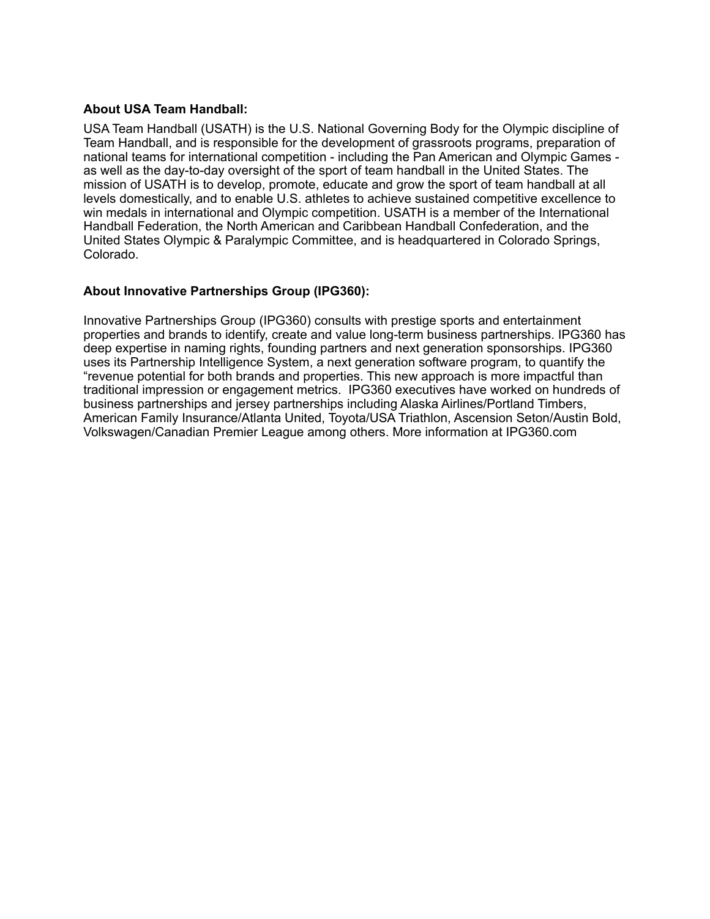**About USA Team Handball:**

USA Team Handball (USATH) is the U.S. National Governing Body for the Olympic discipline of Team Handball, and is responsible for the development of grassroots programs, preparation of national teams for international competition - including the Pan American and Olympic Games - as well as the day-to-day oversight of the sport of team handball in the United States. The mission of USATH is to develop, promote, educate and grow the sport of team handball at all levels domestically, and to enable U.S. athletes to achieve sustained competitive excellence to win medals in international and Olympic competition. USATH is a member of the International Handball Federation, the North American and Caribbean Handball Confederation, and the United States Olympic & Paralympic Committee, and is headquartered in Colorado Springs, Colorado.

**About Innovative Partnerships Group (IPG360):**

Innovative Partnerships Group (IPG360) consults with prestige sports and entertainment properties and brands to identify, create and value long-term business partnerships. IPG360 has deep expertise in naming rights, founding partners and next generation sponsorships. IPG360 uses its Partnership Intelligence System, a next generation software program, to quantify the "revenue potential for both brands and properties. This new approach is more impactful than traditional impression or engagement metrics. IPG360 executives have worked on hundreds of business partnerships and jersey partnerships including Alaska Airlines/Portland Timbers, American Family Insurance/Atlanta United, Toyota/USA Triathlon, Ascension Seton/Austin Bold, Volkswagen/Canadian Premier League among others. More information at IPG360.com